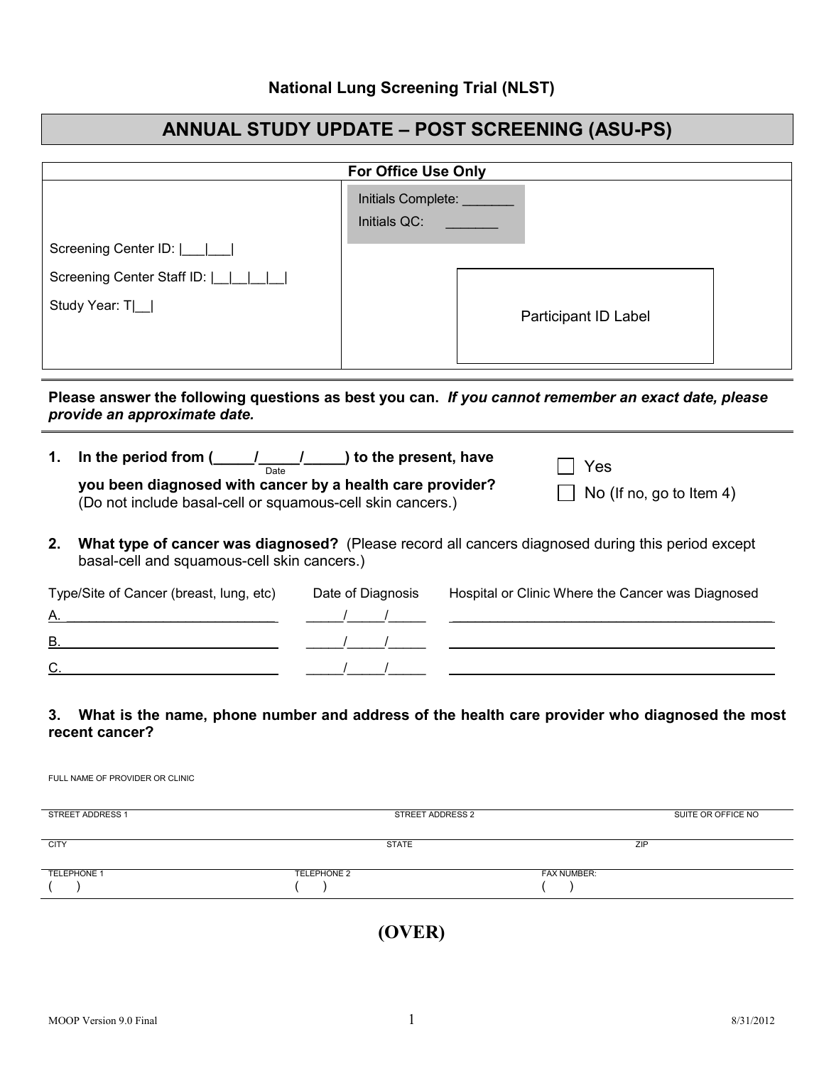**National Lung Screening Trial (NLST)**

# ANNUAL STUDY UPDATE – POST SCREENING (ASU-PS)

| For Office Use Only | |
|---|---|
| Screening Center ID: \|\_\_\_\|\_\_\_\|<br>Screening Center Staff ID: \|\_\_\|\_\_\|\_\_\|\_\_\|<br>Study Year: T\|\_\_\| | Initials Complete: \_\_\_\_\_\_\_<br>Initials QC: \_\_\_\_\_\_\_<br><br>Participant ID Label |

**Please answer the following questions as best you can.** ***If you cannot remember an exact date, please provide an approximate date.***

**1. In the period from (\_\_\_\_\_/\_\_\_\_\_/\_\_\_\_\_) to the present, have you been diagnosed with cancer by a health care provider?** (Do not include basal-cell or squamous-cell skin cancers.)
*(Date)*

☐ Yes
☐ No (If no, go to Item 4)

**2. What type of cancer was diagnosed?** (Please record all cancers diagnosed during this period except basal-cell and squamous-cell skin cancers.)

| Type/Site of Cancer (breast, lung, etc) | Date of Diagnosis | Hospital or Clinic Where the Cancer was Diagnosed |
|---|---|---|
| A. \_\_\_\_\_\_\_\_\_\_\_\_\_\_\_\_\_\_\_\_ | \_\_\_\_\_/\_\_\_\_\_/\_\_\_\_\_ | \_\_\_\_\_\_\_\_\_\_\_\_\_\_\_\_\_\_\_\_ |
| B. \_\_\_\_\_\_\_\_\_\_\_\_\_\_\_\_\_\_\_\_ | \_\_\_\_\_/\_\_\_\_\_/\_\_\_\_\_ | \_\_\_\_\_\_\_\_\_\_\_\_\_\_\_\_\_\_\_\_ |
| C. \_\_\_\_\_\_\_\_\_\_\_\_\_\_\_\_\_\_\_\_ | \_\_\_\_\_/\_\_\_\_\_/\_\_\_\_\_ | \_\_\_\_\_\_\_\_\_\_\_\_\_\_\_\_\_\_\_\_ |

**3. What is the name, phone number and address of the health care provider who diagnosed the most recent cancer?**

FULL NAME OF PROVIDER OR CLINIC

| STREET ADDRESS 1 | STREET ADDRESS 2 | SUITE OR OFFICE NO |
|---|---|---|
| | | |

| CITY | STATE | ZIP |
|---|---|---|
| | | |

| TELEPHONE 1 | TELEPHONE 2 | FAX NUMBER: |
|---|---|---|
| (      ) | (      ) | (      ) |

**(OVER)**

MOOP Version 9.0 Final 8/31/2012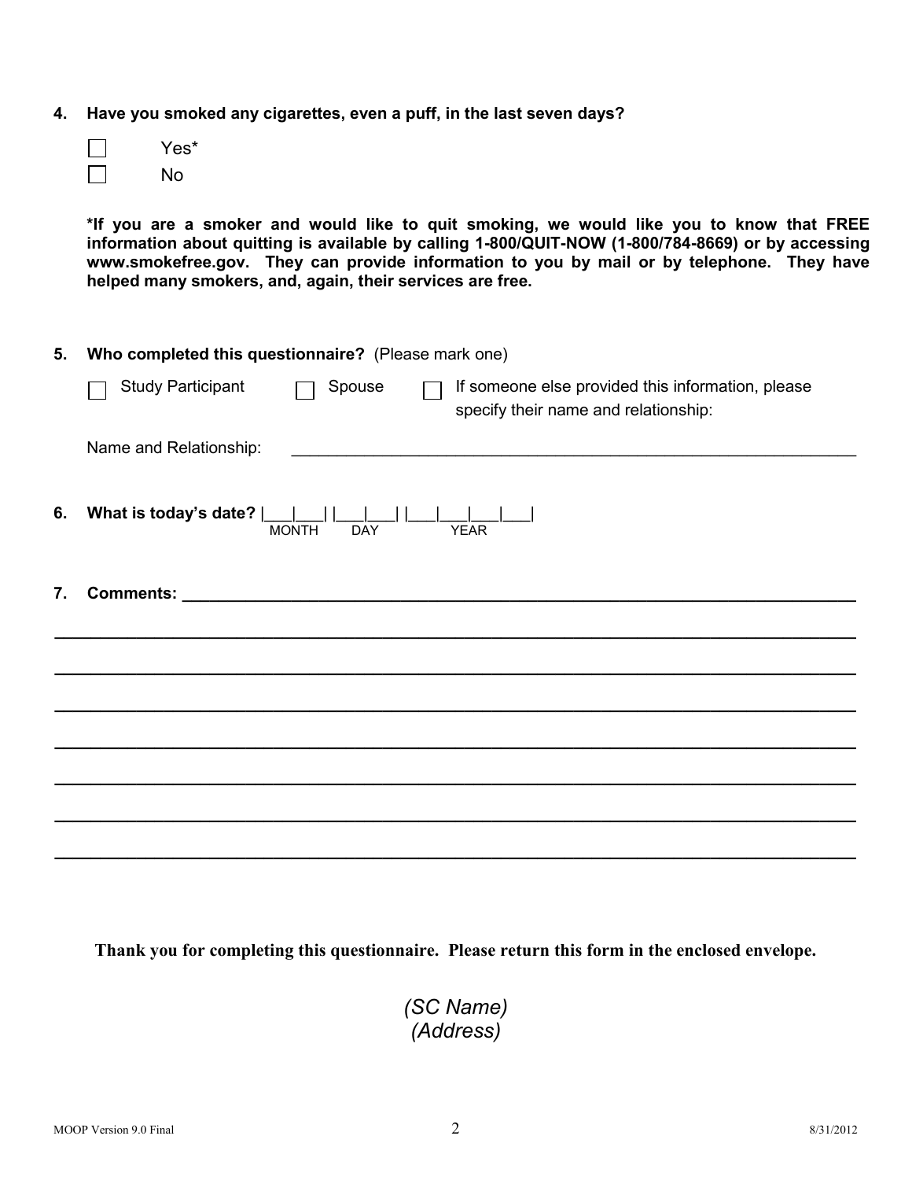**4. Have you smoked any cigarettes, even a puff, in the last seven days?**

- ☐ Yes*
- ☐ No

**\*If you are a smoker and would like to quit smoking, we would like you to know that FREE information about quitting is available by calling 1-800/QUIT-NOW (1-800/784-8669) or by accessing www.smokefree.gov. They can provide information to you by mail or by telephone. They have helped many smokers, and, again, their services are free.**

**5. Who completed this questionnaire?** (Please mark one)

☐ Study Participant ☐ Spouse ☐ If someone else provided this information, please specify their name and relationship:

Name and Relationship: ______________________________________________________________

**6. What is today's date?** |___|___| |___|___| |___|___|___|___|
MONTH DAY YEAR

**7. Comments:** ______________________________________________________________________

______________________________________________________________________________

______________________________________________________________________________

______________________________________________________________________________

______________________________________________________________________________

______________________________________________________________________________

______________________________________________________________________________

______________________________________________________________________________

**Thank you for completing this questionnaire. Please return this form in the enclosed envelope.**

*(SC Name)*
*(Address)*

MOOP Version 9.0 Final 8/31/2012